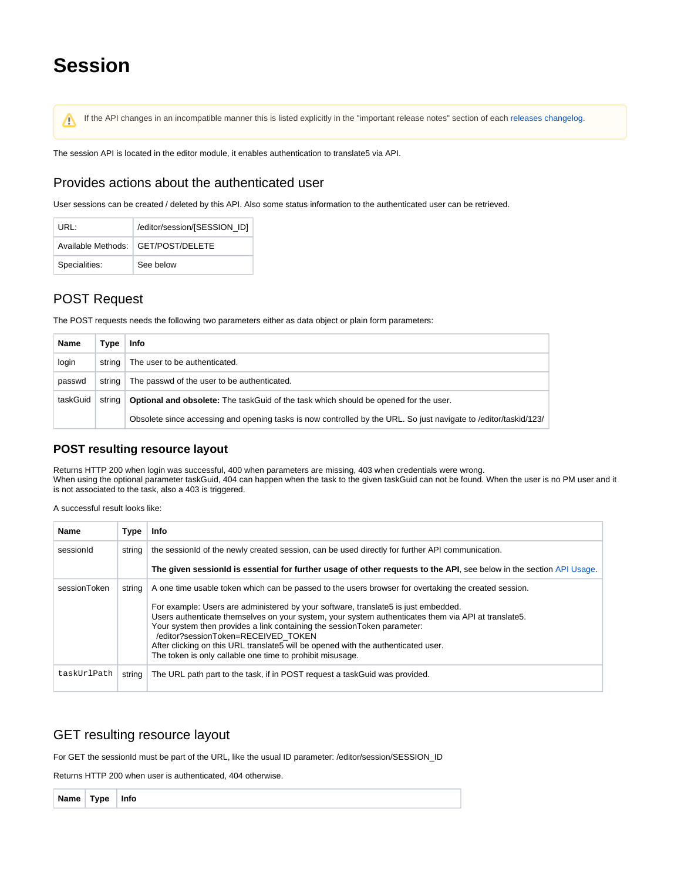# Session

> ⚠ If the API changes in an incompatible manner this is listed explicitly in the "important release notes" section of each releases changelog.

The session API is located in the editor module, it enables authentication to translate5 via API.

## Provides actions about the authenticated user

User sessions can be created / deleted by this API. Also some status information to the authenticated user can be retrieved.

| | |
|---|---|
| URL: | /editor/session/[SESSION_ID] |
| Available Methods: | GET/POST/DELETE |
| Specialities: | See below |

## POST Request

The POST requests needs the following two parameters either as data object or plain form parameters:

| Name | Type | Info |
|---|---|---|
| login | string | The user to be authenticated. |
| passwd | string | The passwd of the user to be authenticated. |
| taskGuid | string | **Optional and obsolete:** The taskGuid of the task which should be opened for the user.<br><br>Obsolete since accessing and opening tasks is now controlled by the URL. So just navigate to /editor/taskid/123/ |

### POST resulting resource layout

Returns HTTP 200 when login was successful, 400 when parameters are missing, 403 when credentials were wrong.
When using the optional parameter taskGuid, 404 can happen when the task to the given taskGuid can not be found. When the user is no PM user and it is not associated to the task, also a 403 is triggered.

A successful result looks like:

| Name | Type | Info |
|---|---|---|
| sessionId | string | the sessionId of the newly created session, can be used directly for further API communication.<br><br>**The given sessionId is essential for further usage of other requests to the API**, see below in the section API Usage. |
| sessionToken | string | A one time usable token which can be passed to the users browser for overtaking the created session.<br><br>For example: Users are administered by your software, translate5 is just embedded.<br>Users authenticate themselves on your system, your system authenticates them via API at translate5.<br>Your system then provides a link containing the sessionToken parameter:<br>/editor?sessionToken=RECEIVED_TOKEN<br>After clicking on this URL translate5 will be opened with the authenticated user.<br>The token is only callable one time to prohibit misusage. |
| `taskUrlPath` | string | The URL path part to the task, if in POST request a taskGuid was provided. |

## GET resulting resource layout

For GET the sessionId must be part of the URL, like the usual ID parameter: /editor/session/SESSION_ID

Returns HTTP 200 when user is authenticated, 404 otherwise.

| Name | Type | Info |
|---|---|---|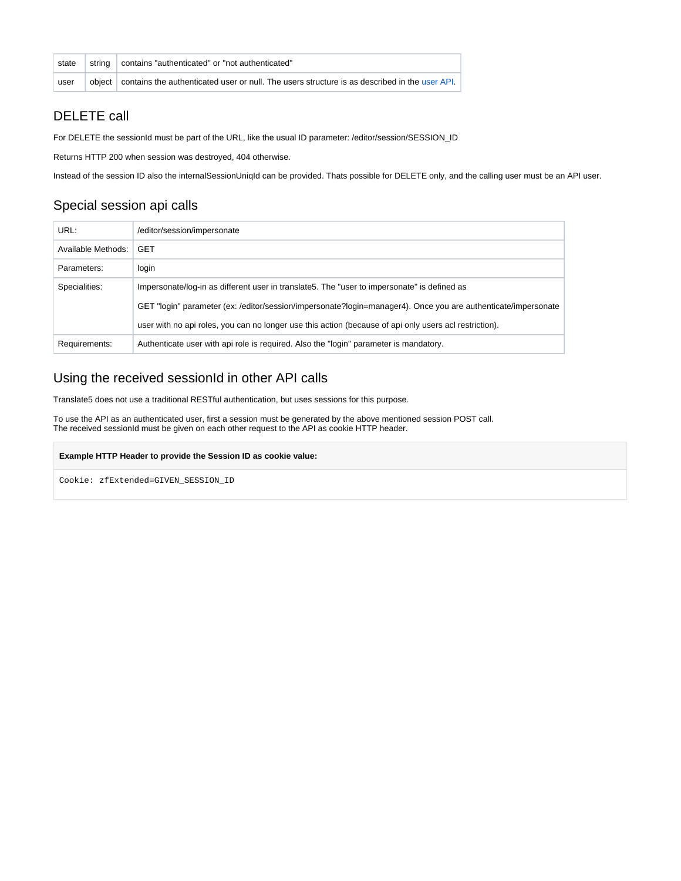| | | |
|---|---|---|
| state | string | contains "authenticated" or "not authenticated" |
| user | object | contains the authenticated user or null. The users structure is as described in the user API. |

## DELETE call

For DELETE the sessionId must be part of the URL, like the usual ID parameter: /editor/session/SESSION_ID

Returns HTTP 200 when session was destroyed, 404 otherwise.

Instead of the session ID also the internalSessionUniqId can be provided. Thats possible for DELETE only, and the calling user must be an API user.

## Special session api calls

| | |
|---|---|
| URL: | /editor/session/impersonate |
| Available Methods: | GET |
| Parameters: | login |
| Specialities: | Impersonate/log-in as different user in translate5. The "user to impersonate" is defined as<br><br>GET "login" parameter (ex: /editor/session/impersonate?login=manager4). Once you are authenticate/impersonate<br><br>user with no api roles, you can no longer use this action (because of api only users acl restriction). |
| Requirements: | Authenticate user with api role is required. Also the "login" parameter is mandatory. |

## Using the received sessionId in other API calls

Translate5 does not use a traditional RESTful authentication, but uses sessions for this purpose.

To use the API as an authenticated user, first a session must be generated by the above mentioned session POST call.
The received sessionId must be given on each other request to the API as cookie HTTP header.

**Example HTTP Header to provide the Session ID as cookie value:**

```
Cookie: zfExtended=GIVEN_SESSION_ID
```